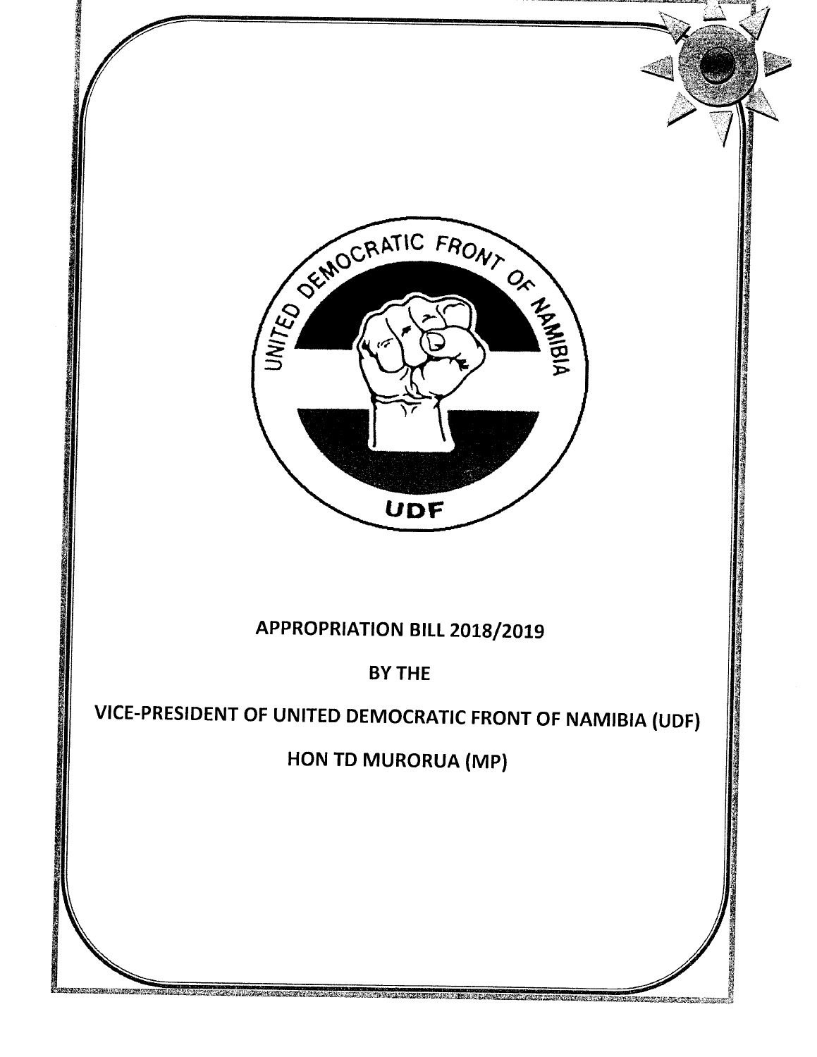UNITED DEMOCRATIC FRONT OF NAMIBIA

UDF

# APPROPRIATION BILL 2018/2019

## BY THE

## VICE-PRESIDENT OF UNITED DEMOCRATIC FRONT OF NAMIBIA (UDF)

## HON TD MURORUA (MP)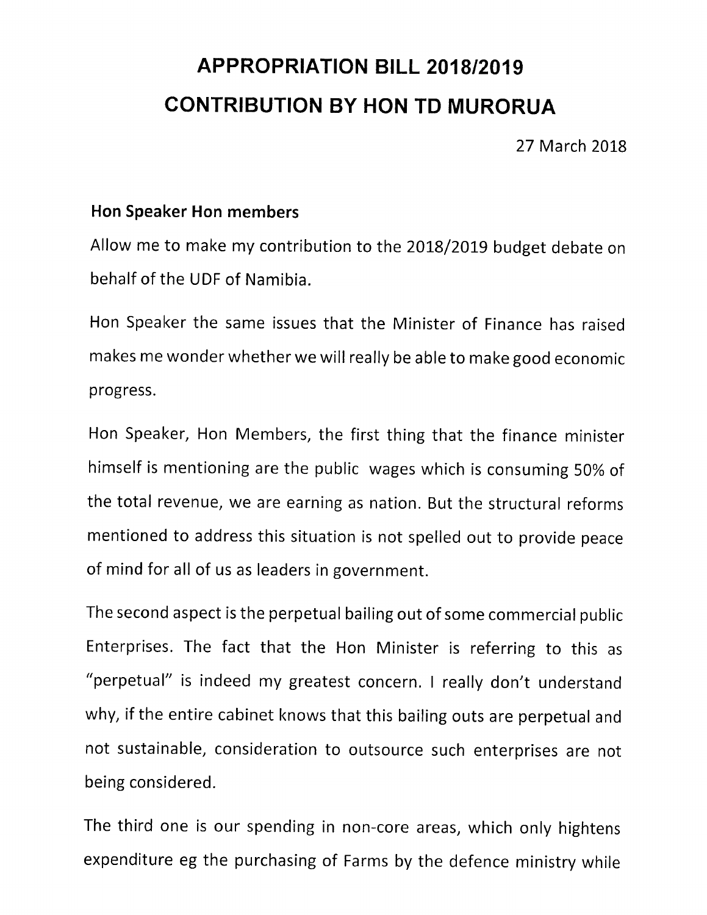# APPROPRIATION BILL 2018/2019
# CONTRIBUTION BY HON TD MURORUA

27 March 2018

**Hon Speaker Hon members**

Allow me to make my contribution to the 2018/2019 budget debate on behalf of the UDF of Namibia.

Hon Speaker the same issues that the Minister of Finance has raised makes me wonder whether we will really be able to make good economic progress.

Hon Speaker, Hon Members, the first thing that the finance minister himself is mentioning are the public wages which is consuming 50% of the total revenue, we are earning as nation. But the structural reforms mentioned to address this situation is not spelled out to provide peace of mind for all of us as leaders in government.

The second aspect is the perpetual bailing out of some commercial public Enterprises. The fact that the Hon Minister is referring to this as "perpetual" is indeed my greatest concern. I really don't understand why, if the entire cabinet knows that this bailing outs are perpetual and not sustainable, consideration to outsource such enterprises are not being considered.

The third one is our spending in non-core areas, which only hightens expenditure eg the purchasing of Farms by the defence ministry while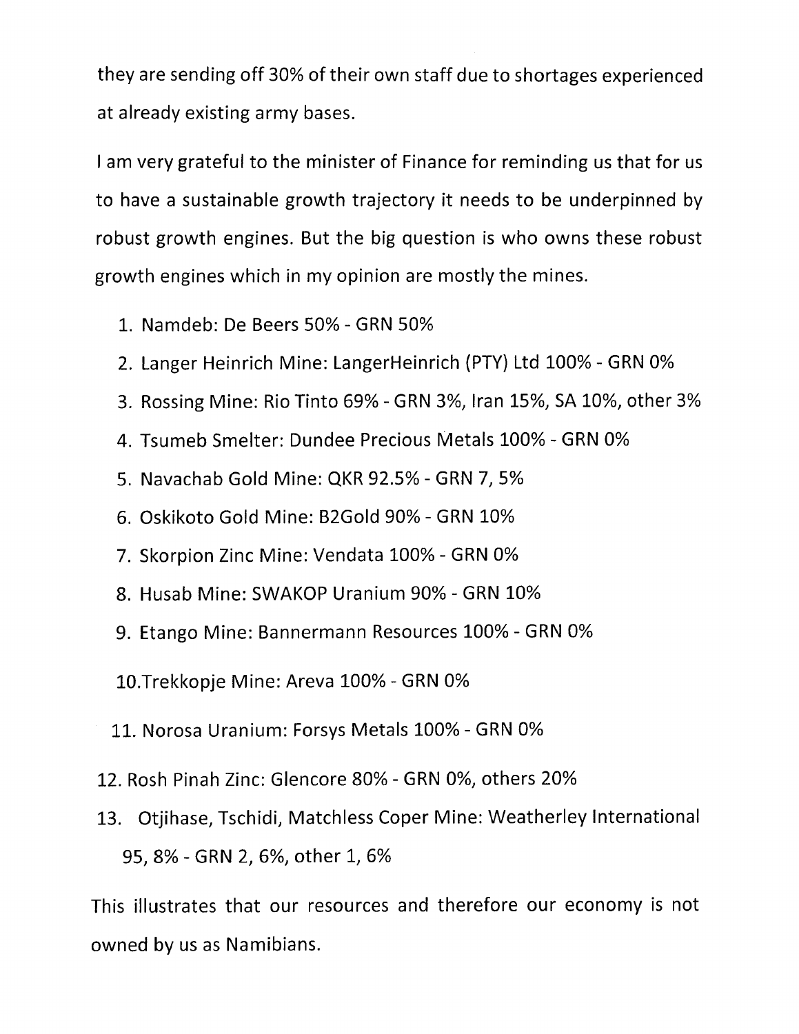they are sending off 30% of their own staff due to shortages experienced at already existing army bases.

I am very grateful to the minister of Finance for reminding us that for us to have a sustainable growth trajectory it needs to be underpinned by robust growth engines. But the big question is who owns these robust growth engines which in my opinion are mostly the mines.

1. Namdeb: De Beers 50% - GRN 50%
2. Langer Heinrich Mine: LangerHeinrich (PTY) Ltd 100% - GRN 0%
3. Rossing Mine: Rio Tinto 69% - GRN 3%, Iran 15%, SA 10%, other 3%
4. Tsumeb Smelter: Dundee Precious Metals 100% - GRN 0%
5. Navachab Gold Mine: QKR 92.5% - GRN 7, 5%
6. Oskikoto Gold Mine: B2Gold 90% - GRN 10%
7. Skorpion Zinc Mine: Vendata 100% - GRN 0%
8. Husab Mine: SWAKOP Uranium 90% - GRN 10%
9. Etango Mine: Bannermann Resources 100% - GRN 0%
10. Trekkopje Mine: Areva 100% - GRN 0%
11. Norosa Uranium: Forsys Metals 100% - GRN 0%
12. Rosh Pinah Zinc: Glencore 80% - GRN 0%, others 20%
13. Otjihase, Tschidi, Matchless Coper Mine: Weatherley International 95, 8% - GRN 2, 6%, other 1, 6%

This illustrates that our resources and therefore our economy is not owned by us as Namibians.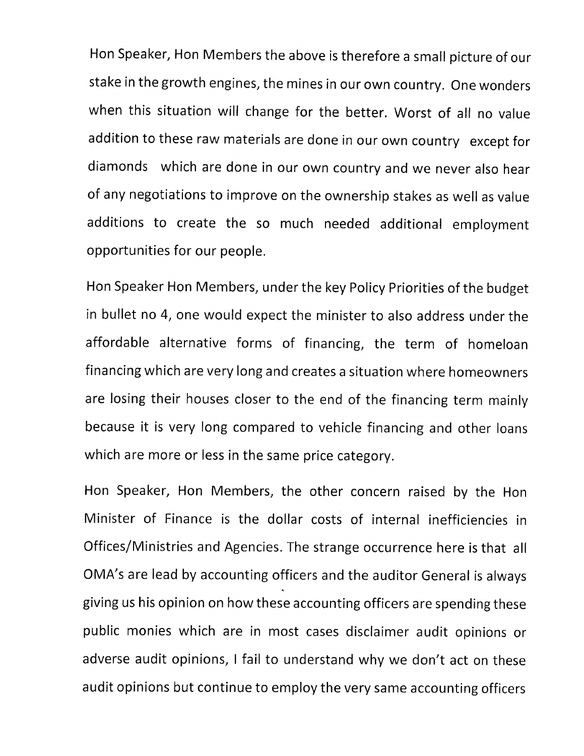Hon Speaker, Hon Members the above is therefore a small picture of our stake in the growth engines, the mines in our own country. One wonders when this situation will change for the better. Worst of all no value addition to these raw materials are done in our own country except for diamonds which are done in our own country and we never also hear of any negotiations to improve on the ownership stakes as well as value additions to create the so much needed additional employment opportunities for our people.

Hon Speaker Hon Members, under the key Policy Priorities of the budget in bullet no 4, one would expect the minister to also address under the affordable alternative forms of financing, the term of homeloan financing which are very long and creates a situation where homeowners are losing their houses closer to the end of the financing term mainly because it is very long compared to vehicle financing and other loans which are more or less in the same price category.

Hon Speaker, Hon Members, the other concern raised by the Hon Minister of Finance is the dollar costs of internal inefficiencies in Offices/Ministries and Agencies. The strange occurrence here is that all OMA's are lead by accounting officers and the auditor General is always giving us his opinion on how these accounting officers are spending these public monies which are in most cases disclaimer audit opinions or adverse audit opinions, I fail to understand why we don't act on these audit opinions but continue to employ the very same accounting officers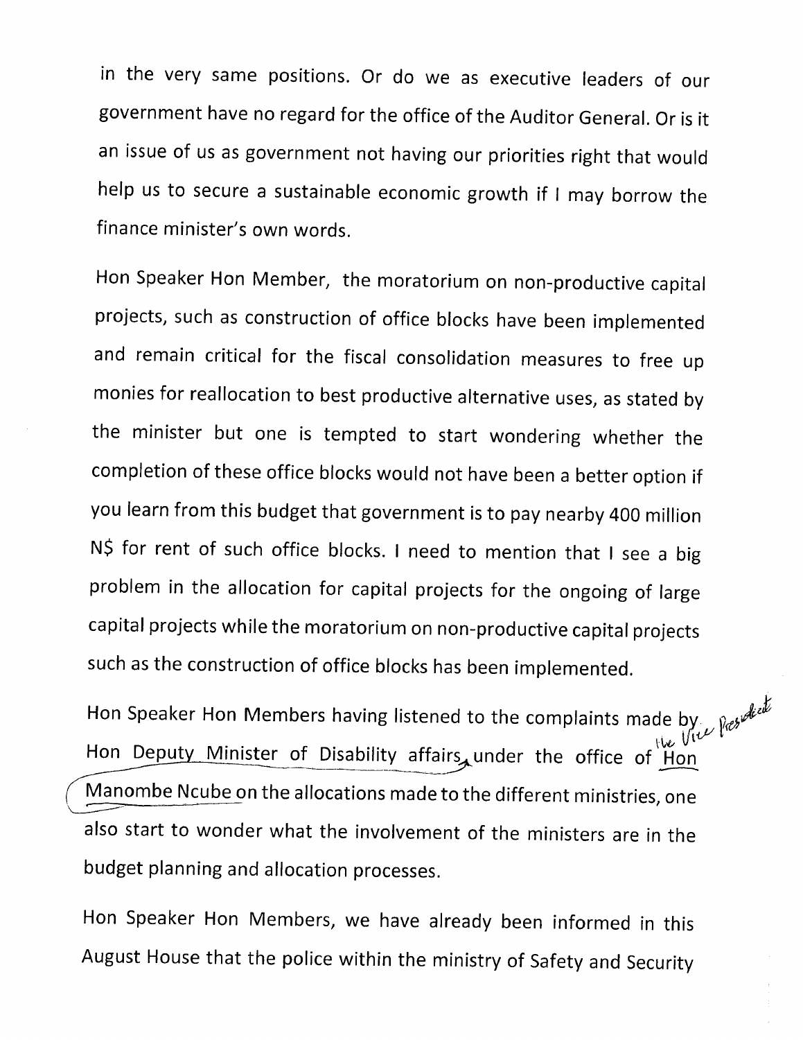in the very same positions. Or do we as executive leaders of our government have no regard for the office of the Auditor General. Or is it an issue of us as government not having our priorities right that would help us to secure a sustainable economic growth if I may borrow the finance minister's own words.

Hon Speaker Hon Member, the moratorium on non-productive capital projects, such as construction of office blocks have been implemented and remain critical for the fiscal consolidation measures to free up monies for reallocation to best productive alternative uses, as stated by the minister but one is tempted to start wondering whether the completion of these office blocks would not have been a better option if you learn from this budget that government is to pay nearby 400 million N$ for rent of such office blocks. I need to mention that I see a big problem in the allocation for capital projects for the ongoing of large capital projects while the moratorium on non-productive capital projects such as the construction of office blocks has been implemented.

Hon Speaker Hon Members having listened to the complaints made by Hon Deputy Minister of Disability affairs, under the office of the Vice President Hon Manombe Ncube on the allocations made to the different ministries, one also start to wonder what the involvement of the ministers are in the budget planning and allocation processes.

Hon Speaker Hon Members, we have already been informed in this August House that the police within the ministry of Safety and Security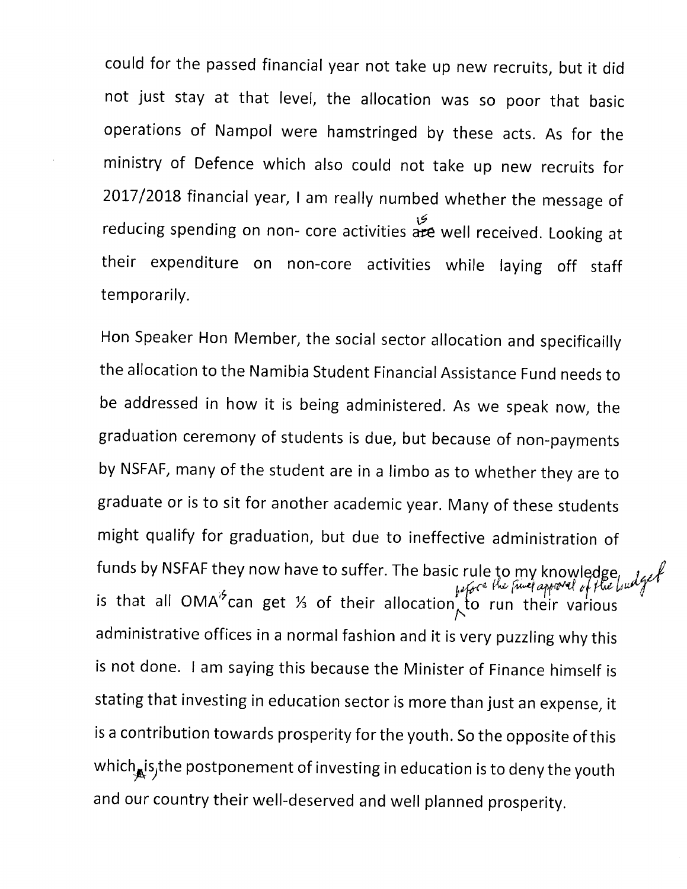could for the passed financial year not take up new recruits, but it did not just stay at that level, the allocation was so poor that basic operations of Nampol were hamstringed by these acts. As for the ministry of Defence which also could not take up new recruits for 2017/2018 financial year, I am really numbed whether the message of reducing spending on non- core activities is well received. Looking at their expenditure on non-core activities while laying off staff temporarily.

Hon Speaker Hon Member, the social sector allocation and specificailly the allocation to the Namibia Student Financial Assistance Fund needs to be addressed in how it is being administered. As we speak now, the graduation ceremony of students is due, but because of non-payments by NSFAF, many of the student are in a limbo as to whether they are to graduate or is to sit for another academic year. Many of these students might qualify for graduation, but due to ineffective administration of funds by NSFAF they now have to suffer. The basic rule to my knowledge, is that all OMA's can get ⅓ of their allocation before the final approval of the budget to run their various administrative offices in a normal fashion and it is very puzzling why this is not done. I am saying this because the Minister of Finance himself is stating that investing in education sector is more than just an expense, it is a contribution towards prosperity for the youth. So the opposite of this which, is, the postponement of investing in education is to deny the youth and our country their well-deserved and well planned prosperity.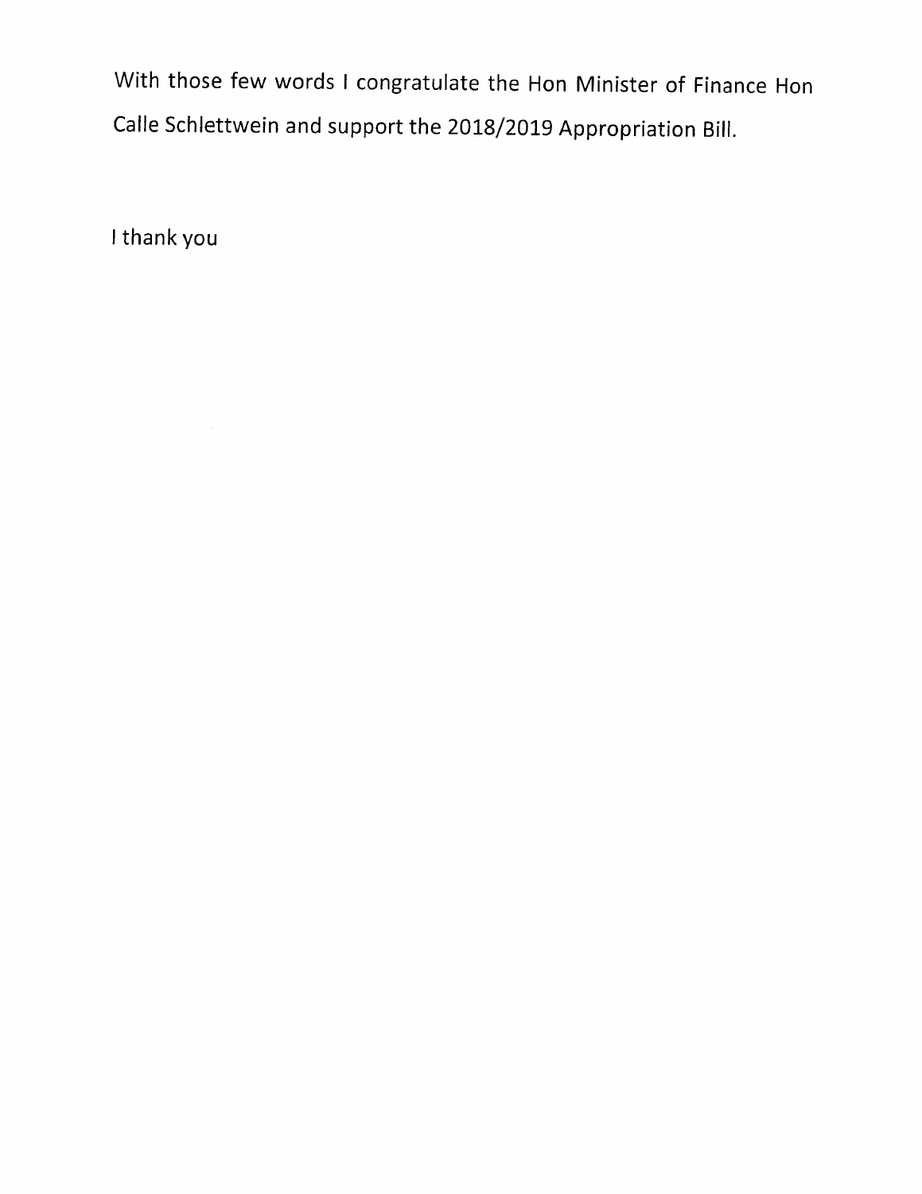With those few words I congratulate the Hon Minister of Finance Hon Calle Schlettwein and support the 2018/2019 Appropriation Bill.

I thank you